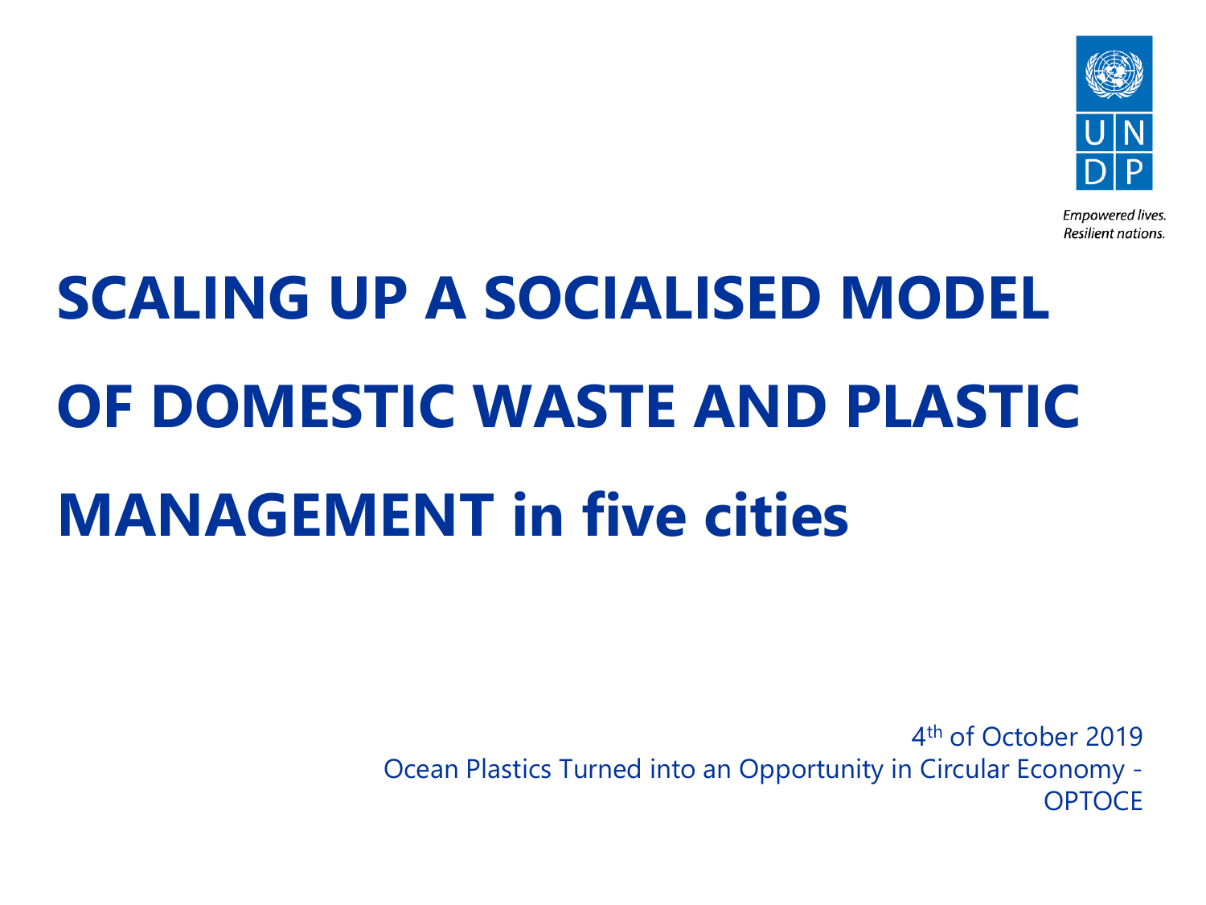UNDP

*Empowered lives.*
*Resilient nations.*

# SCALING UP A SOCIALISED MODEL OF DOMESTIC WASTE AND PLASTIC MANAGEMENT in five cities

4th of October 2019
Ocean Plastics Turned into an Opportunity in Circular Economy - OPTOCE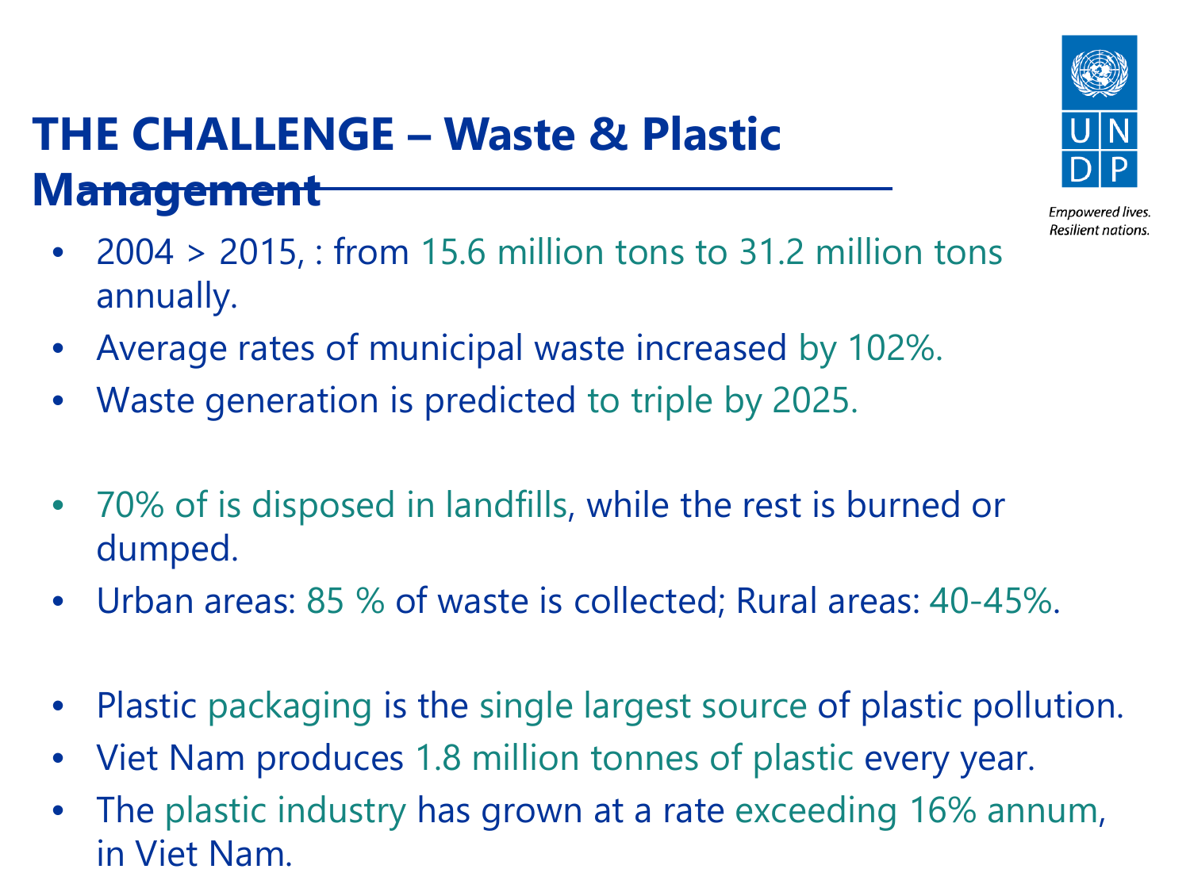# THE CHALLENGE – Waste & Plastic Management

- 2004 > 2015, : from 15.6 million tons to 31.2 million tons annually.
- Average rates of municipal waste increased by 102%.
- Waste generation is predicted to triple by 2025.

- 70% of is disposed in landfills, while the rest is burned or dumped.
- Urban areas: 85 % of waste is collected; Rural areas: 40-45%.

- Plastic packaging is the single largest source of plastic pollution.
- Viet Nam produces 1.8 million tonnes of plastic every year.
- The plastic industry has grown at a rate exceeding 16% annum, in Viet Nam.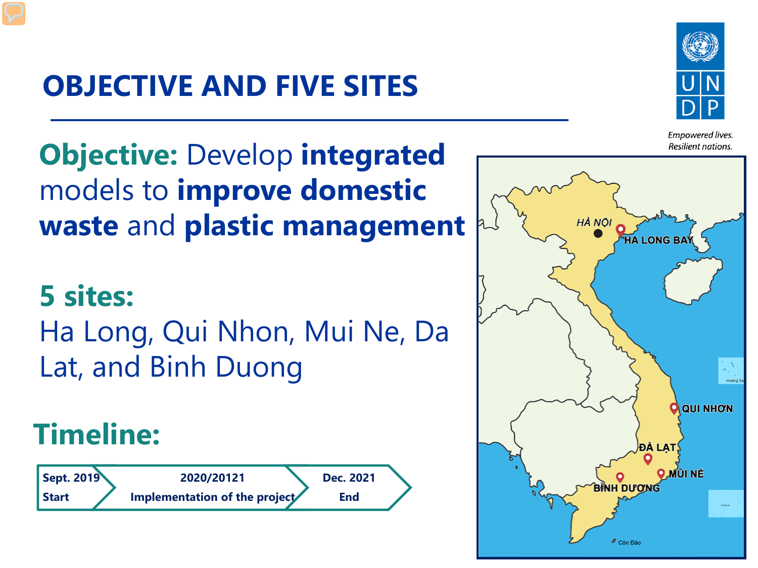# OBJECTIVE AND FIVE SITES

**Objective:** Develop **integrated** models to **improve domestic waste** and **plastic management**

**5 sites:**
Ha Long, Qui Nhon, Mui Ne, Da Lat, and Binh Duong

## Timeline:

| Sept. 2019 Start | 2020/20121 Implementation of the project | Dec. 2021 End |
| --- | --- | --- |

Empowered lives.
Resilient nations.

HÀ NỘI
HA LONG BAY
QUI NHƠN
ĐÀ LẠT
MŨI NÉ
BÌNH DƯƠNG
Côn Đảo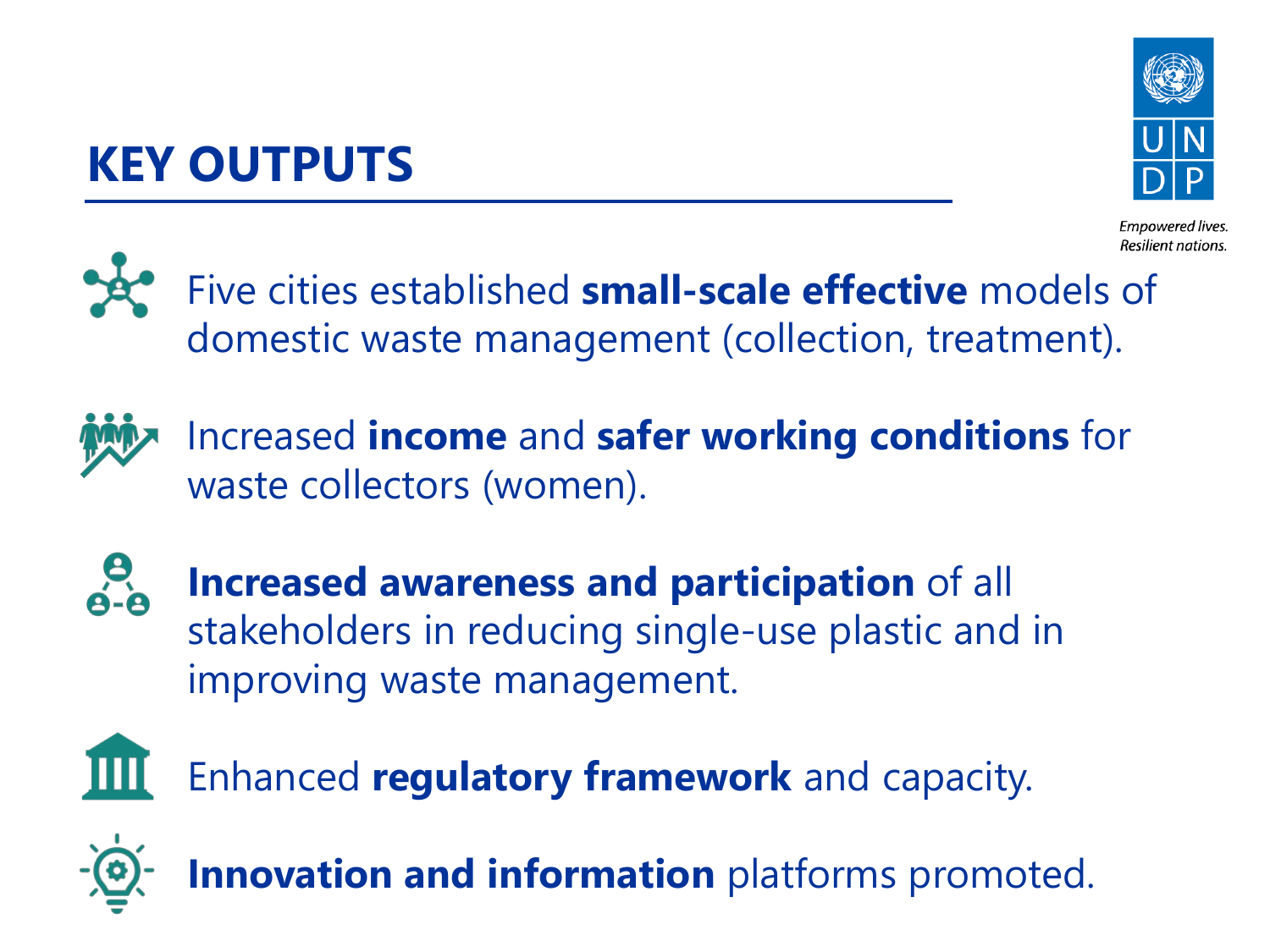# KEY OUTPUTS

Empowered lives.
Resilient nations.

- Five cities established **small-scale effective** models of domestic waste management (collection, treatment).
- Increased **income** and **safer working conditions** for waste collectors (women).
- **Increased awareness and participation** of all stakeholders in reducing single-use plastic and in improving waste management.
- Enhanced **regulatory framework** and capacity.
- **Innovation and information** platforms promoted.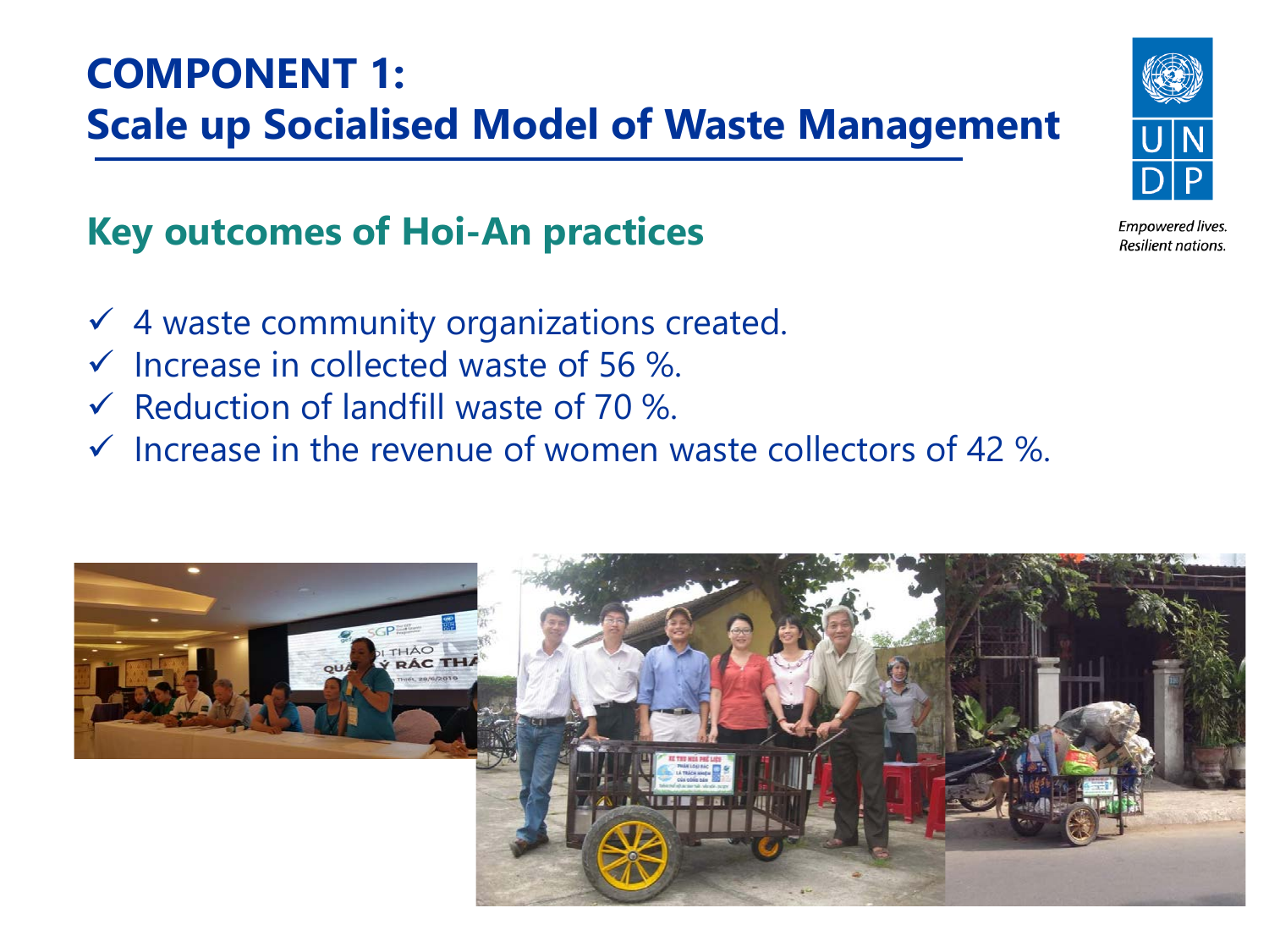# COMPONENT 1:
# Scale up Socialised Model of Waste Management

## Key outcomes of Hoi-An practices

- ✓ 4 waste community organizations created.
- ✓ Increase in collected waste of 56 %.
- ✓ Reduction of landfill waste of 70 %.
- ✓ Increase in the revenue of women waste collectors of 42 %.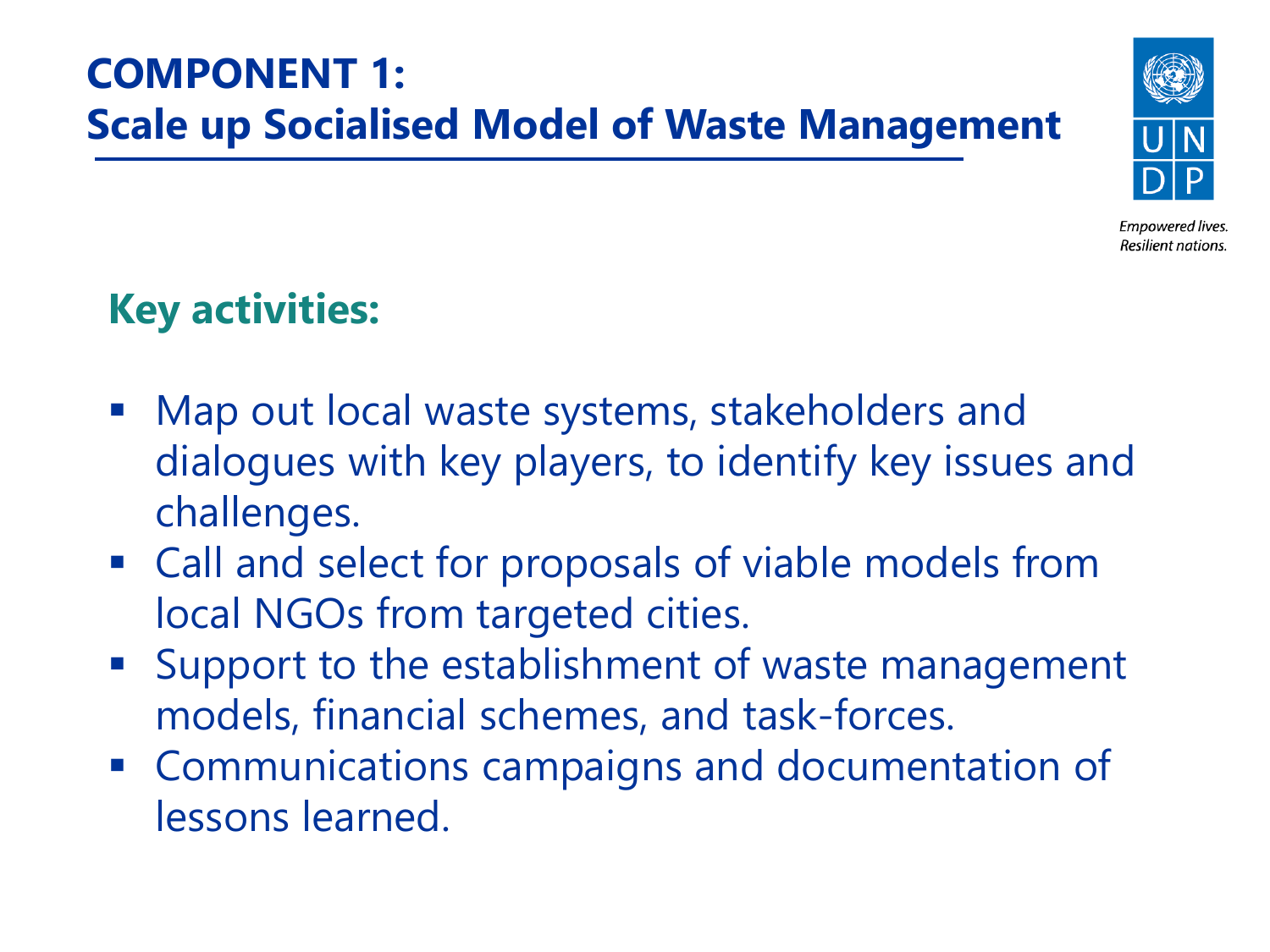# COMPONENT 1: Scale up Socialised Model of Waste Management

Empowered lives.
Resilient nations.

## Key activities:

- Map out local waste systems, stakeholders and dialogues with key players, to identify key issues and challenges.
- Call and select for proposals of viable models from local NGOs from targeted cities.
- Support to the establishment of waste management models, financial schemes, and task-forces.
- Communications campaigns and documentation of lessons learned.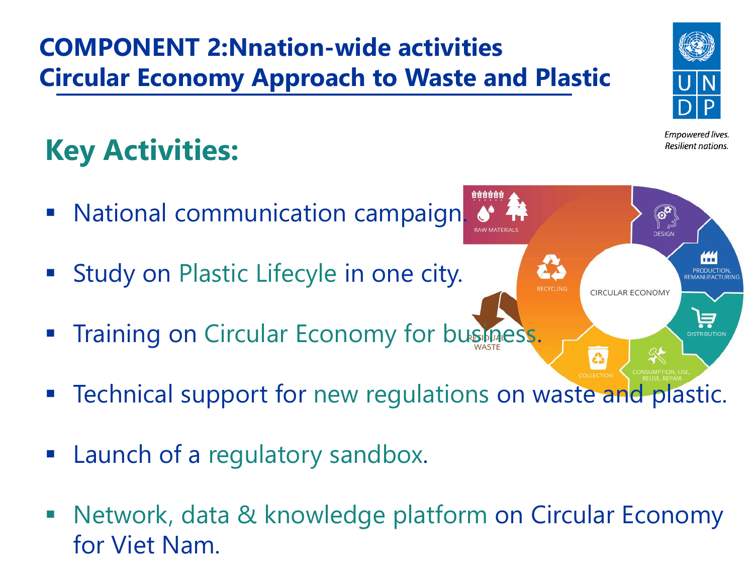# COMPONENT 2:Nnation-wide activities Circular Economy Approach to Waste and Plastic

## Key Activities:

- National communication campaign.
- Study on Plastic Lifecyle in one city.
- Training on Circular Economy for business.
- Technical support for new regulations on waste and plastic.
- Launch of a regulatory sandbox.
- Network, data & knowledge platform on Circular Economy for Viet Nam.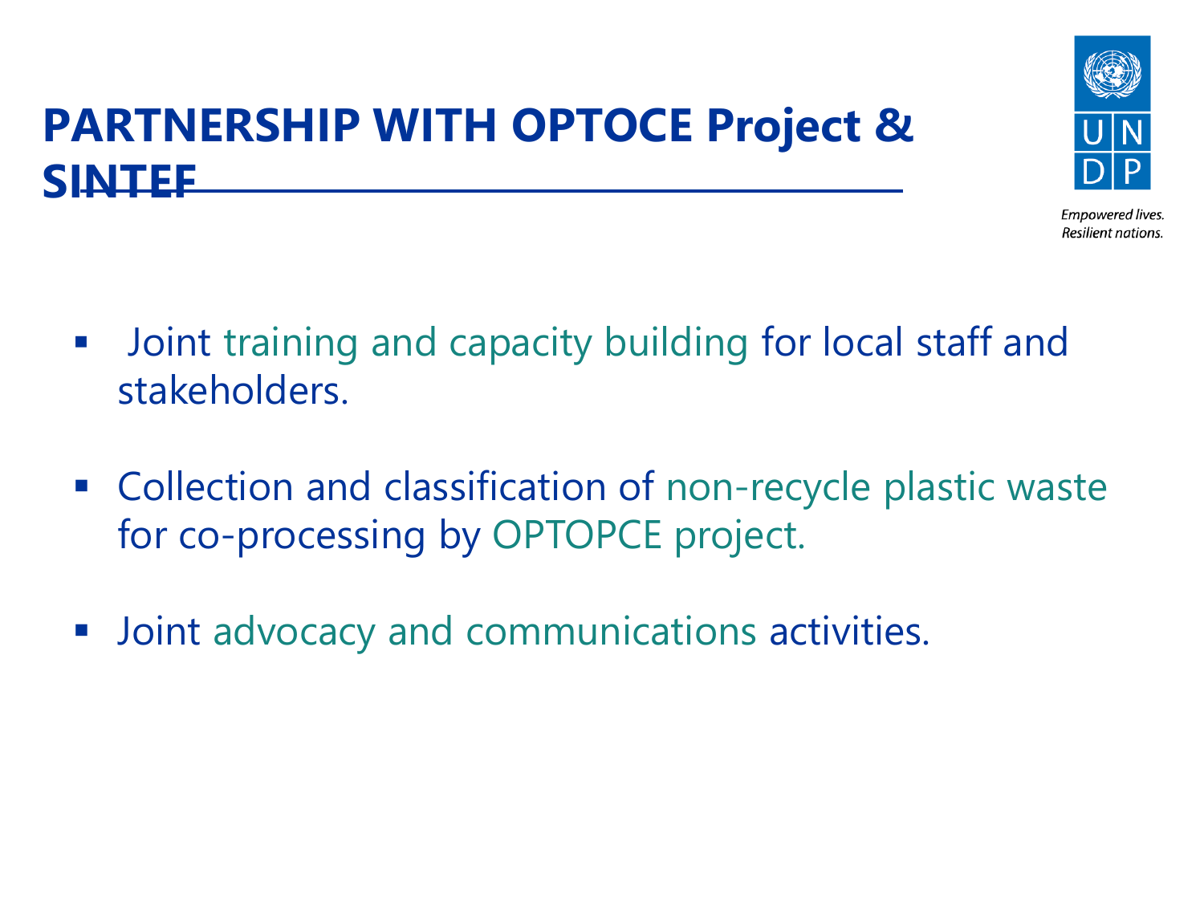# PARTNERSHIP WITH OPTOCE Project & SINTEF

- Joint training and capacity building for local staff and stakeholders.
- Collection and classification of non-recycle plastic waste for co-processing by OPTOPCE project.
- Joint advocacy and communications activities.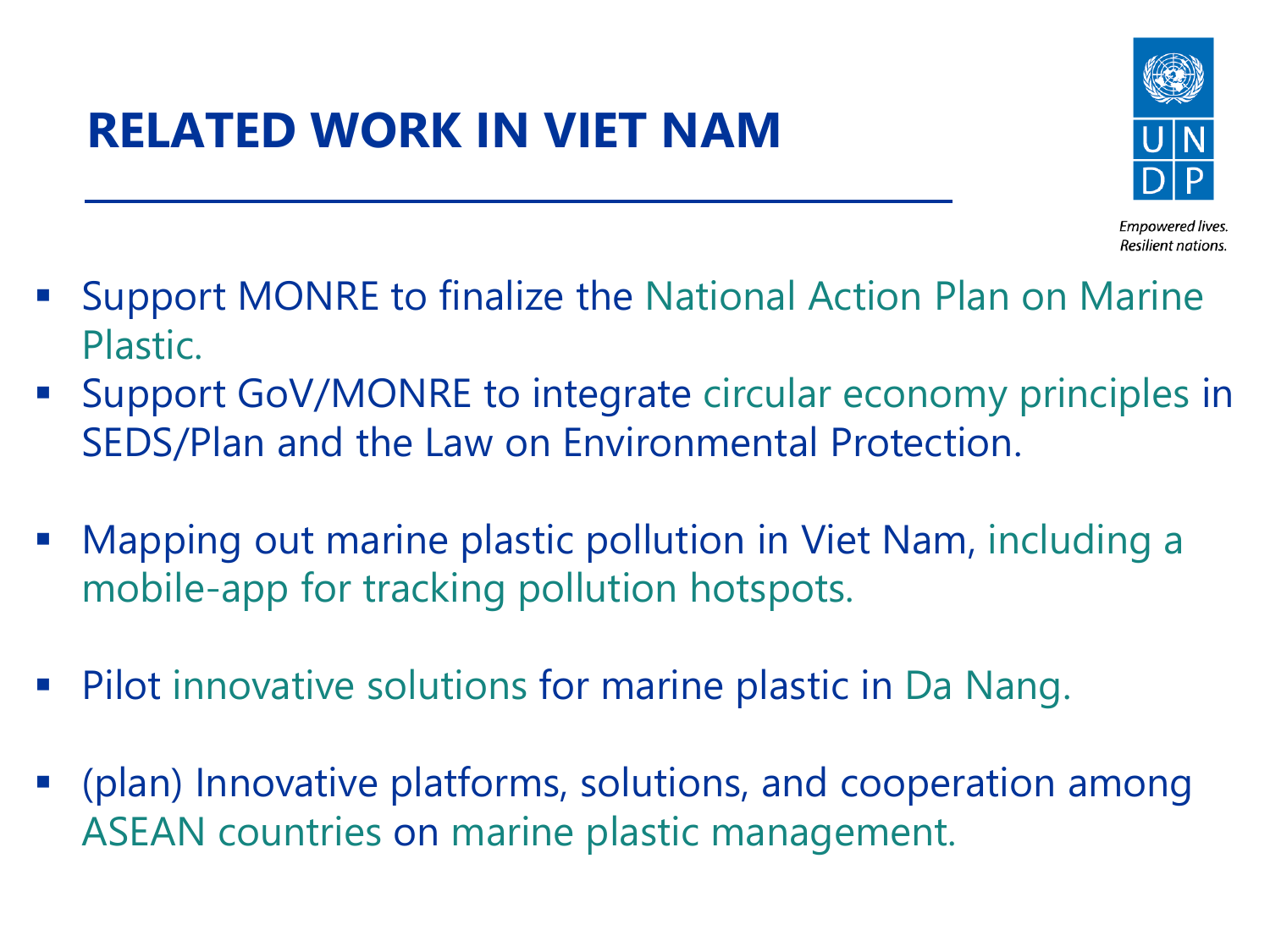# RELATED WORK IN VIET NAM

Empowered lives.
Resilient nations.

- Support MONRE to finalize the National Action Plan on Marine Plastic.
- Support GoV/MONRE to integrate circular economy principles in SEDS/Plan and the Law on Environmental Protection.
- Mapping out marine plastic pollution in Viet Nam, including a mobile-app for tracking pollution hotspots.
- Pilot innovative solutions for marine plastic in Da Nang.
- (plan) Innovative platforms, solutions, and cooperation among ASEAN countries on marine plastic management.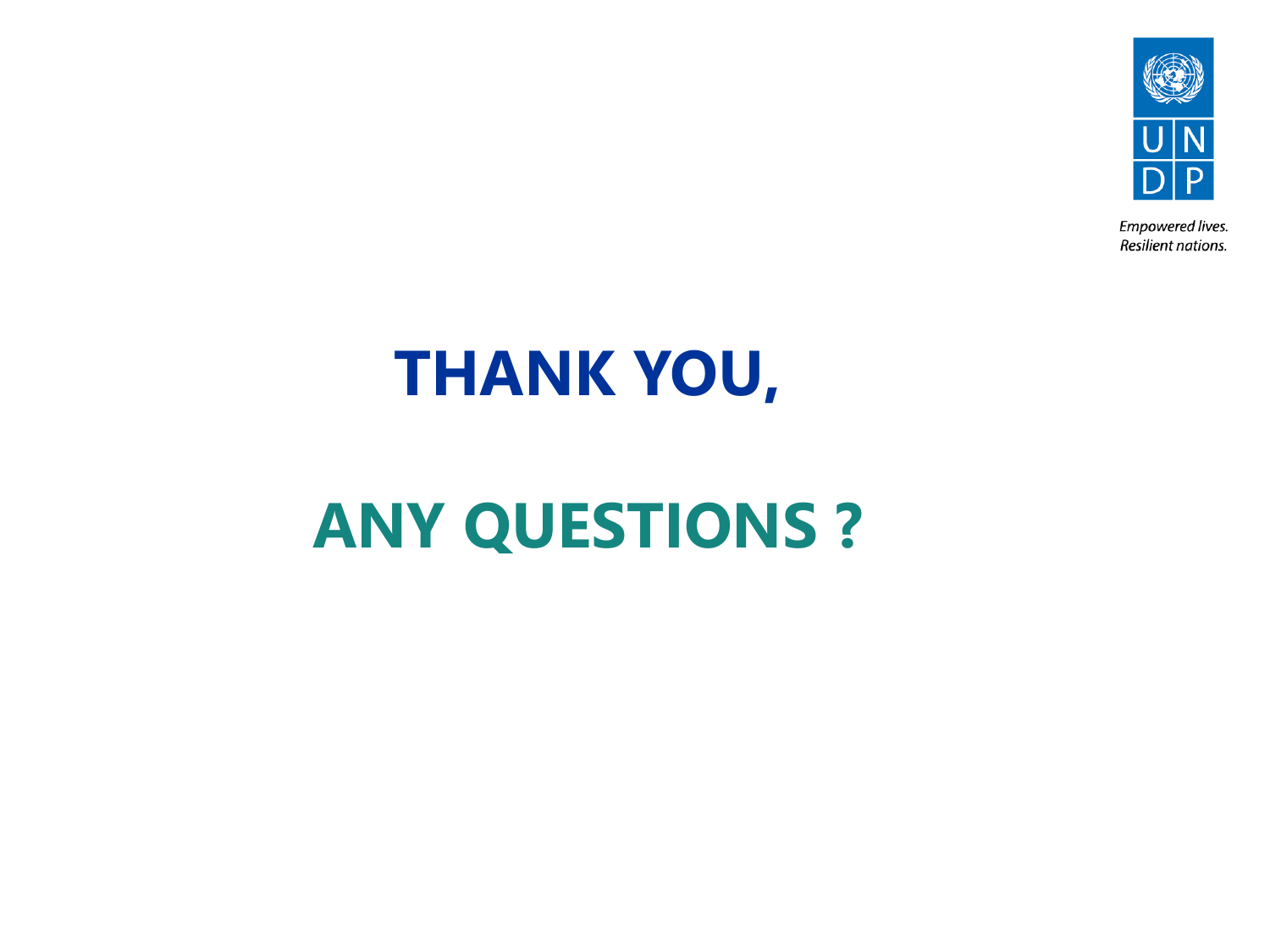UNDP

*Empowered lives.*
*Resilient nations.*

# THANK YOU,

# ANY QUESTIONS ?